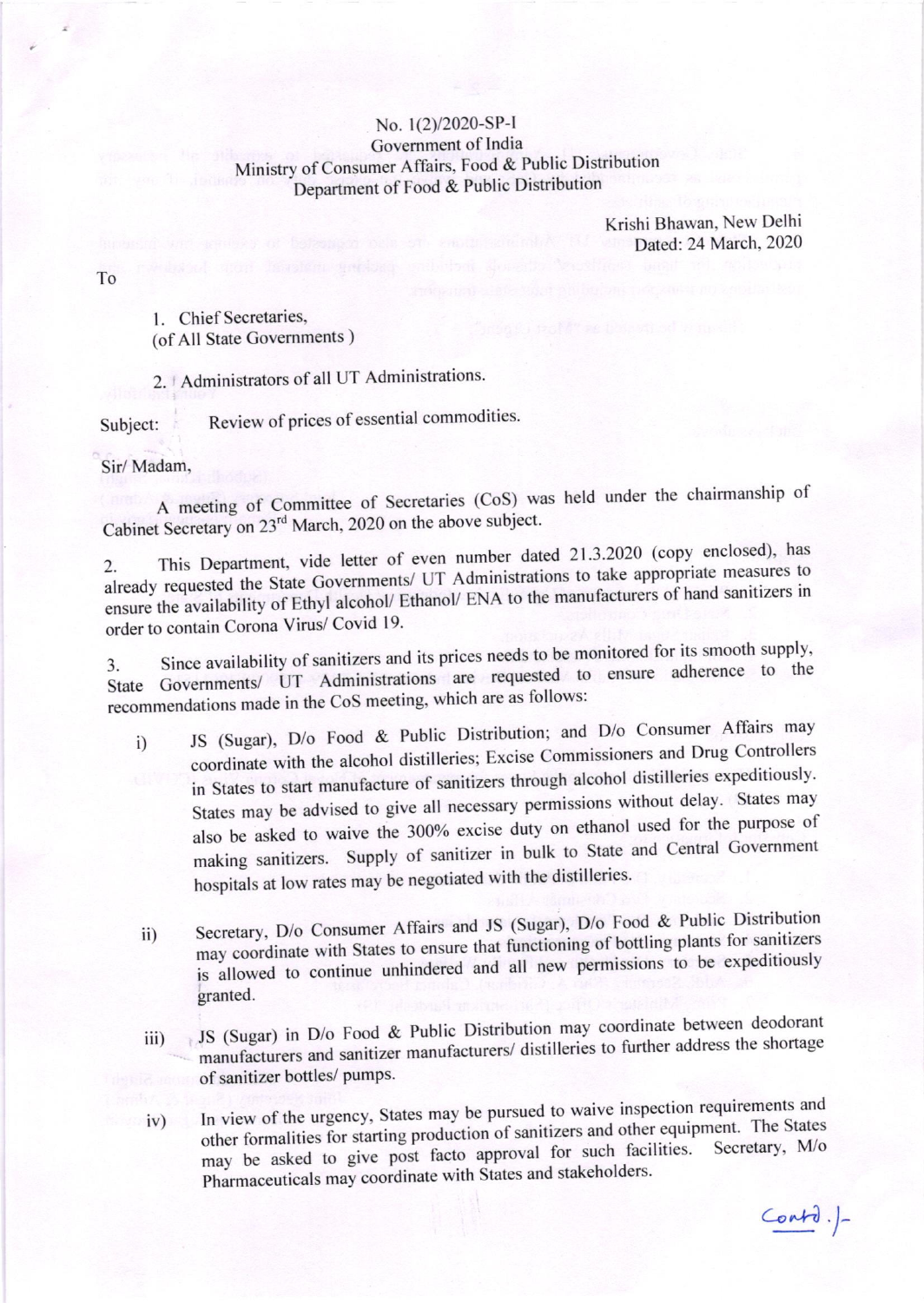No. 1(2)/2020-SP-I
Government of India
Ministry of Consumer Affairs, Food & Public Distribution
Department of Food & Public Distribution

Krishi Bhawan, New Delhi
Dated: 24 March, 2020

To

1. Chief Secretaries,
(of All State Governments )

2. Administrators of all UT Administrations.

Subject: Review of prices of essential commodities.

Sir/ Madam,

A meeting of Committee of Secretaries (CoS) was held under the chairmanship of Cabinet Secretary on 23rd March, 2020 on the above subject.

2. This Department, vide letter of even number dated 21.3.2020 (copy enclosed), has already requested the State Governments/ UT Administrations to take appropriate measures to ensure the availability of Ethyl alcohol/ Ethanol/ ENA to the manufacturers of hand sanitizers in order to contain Corona Virus/ Covid 19.

3. Since availability of sanitizers and its prices needs to be monitored for its smooth supply, State Governments/ UT Administrations are requested to ensure adherence to the recommendations made in the CoS meeting, which are as follows:

i) JS (Sugar), D/o Food & Public Distribution; and D/o Consumer Affairs may coordinate with the alcohol distilleries; Excise Commissioners and Drug Controllers in States to start manufacture of sanitizers through alcohol distilleries expeditiously. States may be advised to give all necessary permissions without delay. States may also be asked to waive the 300% excise duty on ethanol used for the purpose of making sanitizers. Supply of sanitizer in bulk to State and Central Government hospitals at low rates may be negotiated with the distilleries.

ii) Secretary, D/o Consumer Affairs and JS (Sugar), D/o Food & Public Distribution may coordinate with States to ensure that functioning of bottling plants for sanitizers is allowed to continue unhindered and all new permissions to be expeditiously granted.

iii) JS (Sugar) in D/o Food & Public Distribution may coordinate between deodorant manufacturers and sanitizer manufacturers/ distilleries to further address the shortage of sanitizer bottles/ pumps.

iv) In view of the urgency, States may be pursued to waive inspection requirements and other formalities for starting production of sanitizers and other equipment. The States may be asked to give post facto approval for such facilities. Secretary, M/o Pharmaceuticals may coordinate with States and stakeholders.

Contd./-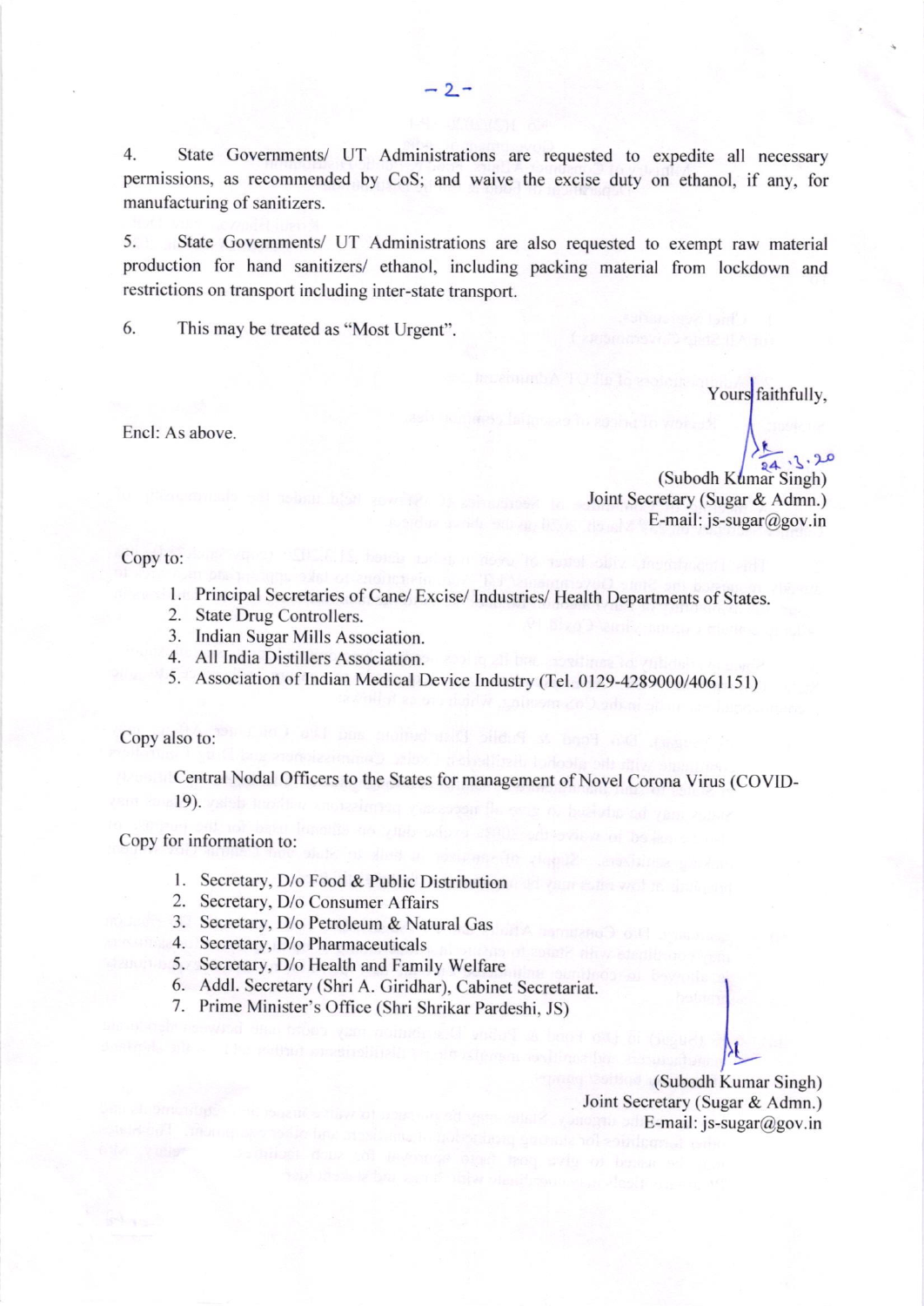4. State Governments/ UT Administrations are requested to expedite all necessary permissions, as recommended by CoS; and waive the excise duty on ethanol, if any, for manufacturing of sanitizers.

5. State Governments/ UT Administrations are also requested to exempt raw material production for hand sanitizers/ ethanol, including packing material from lockdown and restrictions on transport including inter-state transport.

6. This may be treated as "Most Urgent".

Yours faithfully,

Encl: As above.

24.3.20

(Subodh Kumar Singh)
Joint Secretary (Sugar & Admn.)
E-mail: js-sugar@gov.in

Copy to:

1. Principal Secretaries of Cane/ Excise/ Industries/ Health Departments of States.
2. State Drug Controllers.
3. Indian Sugar Mills Association.
4. All India Distillers Association.
5. Association of Indian Medical Device Industry (Tel. 0129-4289000/4061151)

Copy also to:

Central Nodal Officers to the States for management of Novel Corona Virus (COVID-19).

Copy for information to:

1. Secretary, D/o Food & Public Distribution
2. Secretary, D/o Consumer Affairs
3. Secretary, D/o Petroleum & Natural Gas
4. Secretary, D/o Pharmaceuticals
5. Secretary, D/o Health and Family Welfare
6. Addl. Secretary (Shri A. Giridhar), Cabinet Secretariat.
7. Prime Minister's Office (Shri Shrikar Pardeshi, JS)

(Subodh Kumar Singh)
Joint Secretary (Sugar & Admn.)
E-mail: js-sugar@gov.in